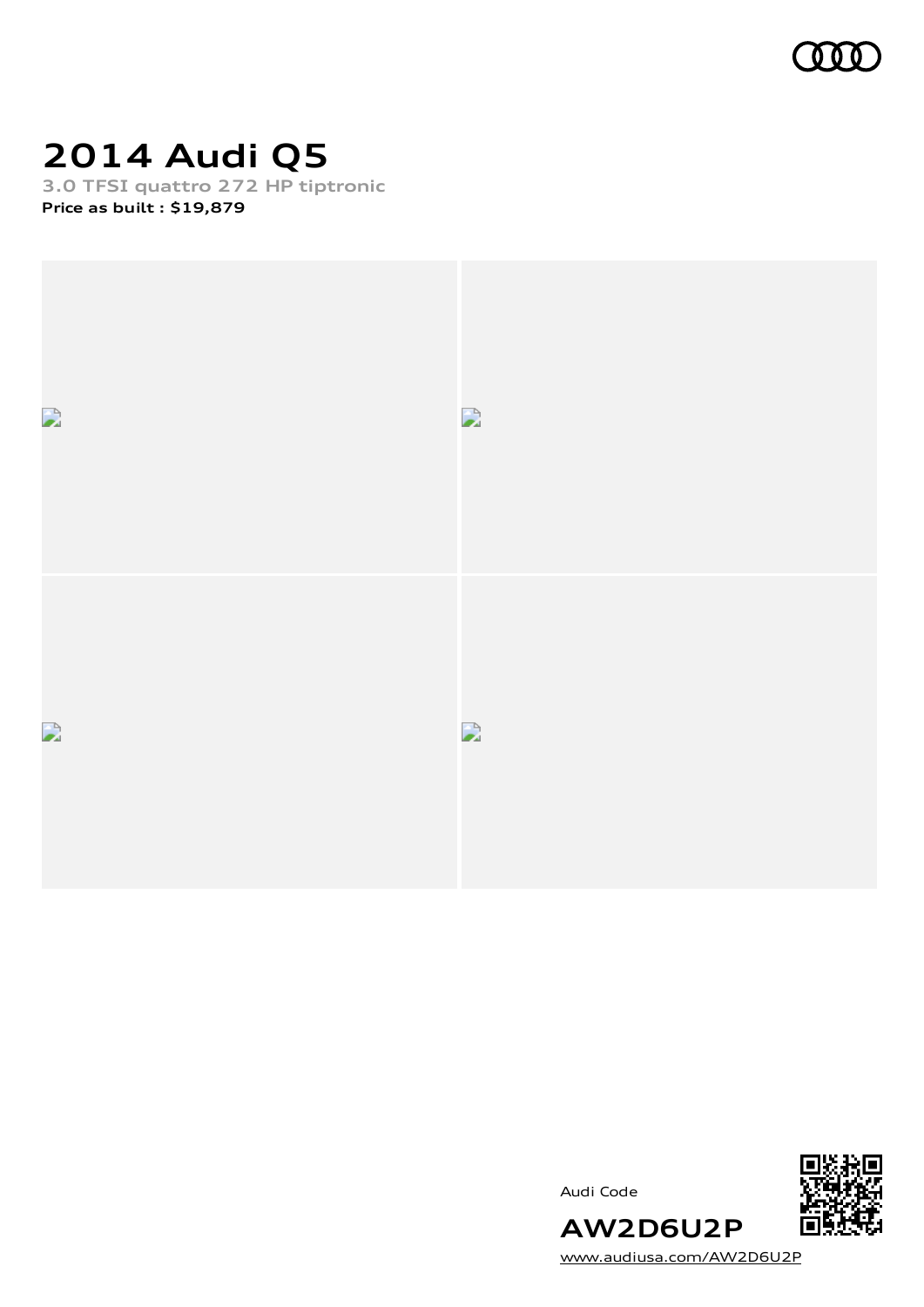# 2014 Audi Q5

**3.0 TFSI quattro 272 HP tiptronic**

**Price as built : $19,879**

Audi Code

**AW2D6U2P**

www.audiusa.com/AW2D6U2P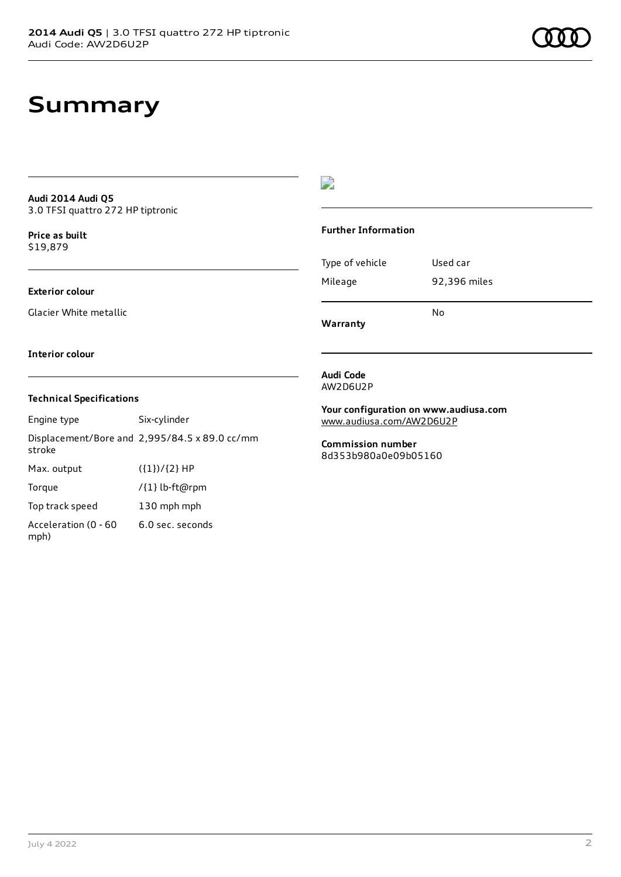# Summary

**Audi 2014 Audi Q5**
3.0 TFSI quattro 272 HP tiptronic

**Price as built**
$19,879

**Exterior colour**

Glacier White metallic

**Interior colour**

**Technical Specifications**

| | |
|---|---|
| Engine type | Six-cylinder |
| Displacement/Bore and stroke | 2,995/84.5 x 89.0 cc/mm |
| Max. output | ({1})/{2} HP |
| Torque | /{1} lb-ft@rpm |
| Top track speed | 130 mph mph |
| Acceleration (0 - 60 mph) | 6.0 sec. seconds |

**Further Information**

| | |
|---|---|
| Type of vehicle | Used car |
| Mileage | 92,396 miles |
| **Warranty** | No |

**Audi Code**
AW2D6U2P

**Your configuration on www.audiusa.com**
www.audiusa.com/AW2D6U2P

**Commission number**
8d353b980a0e09b05160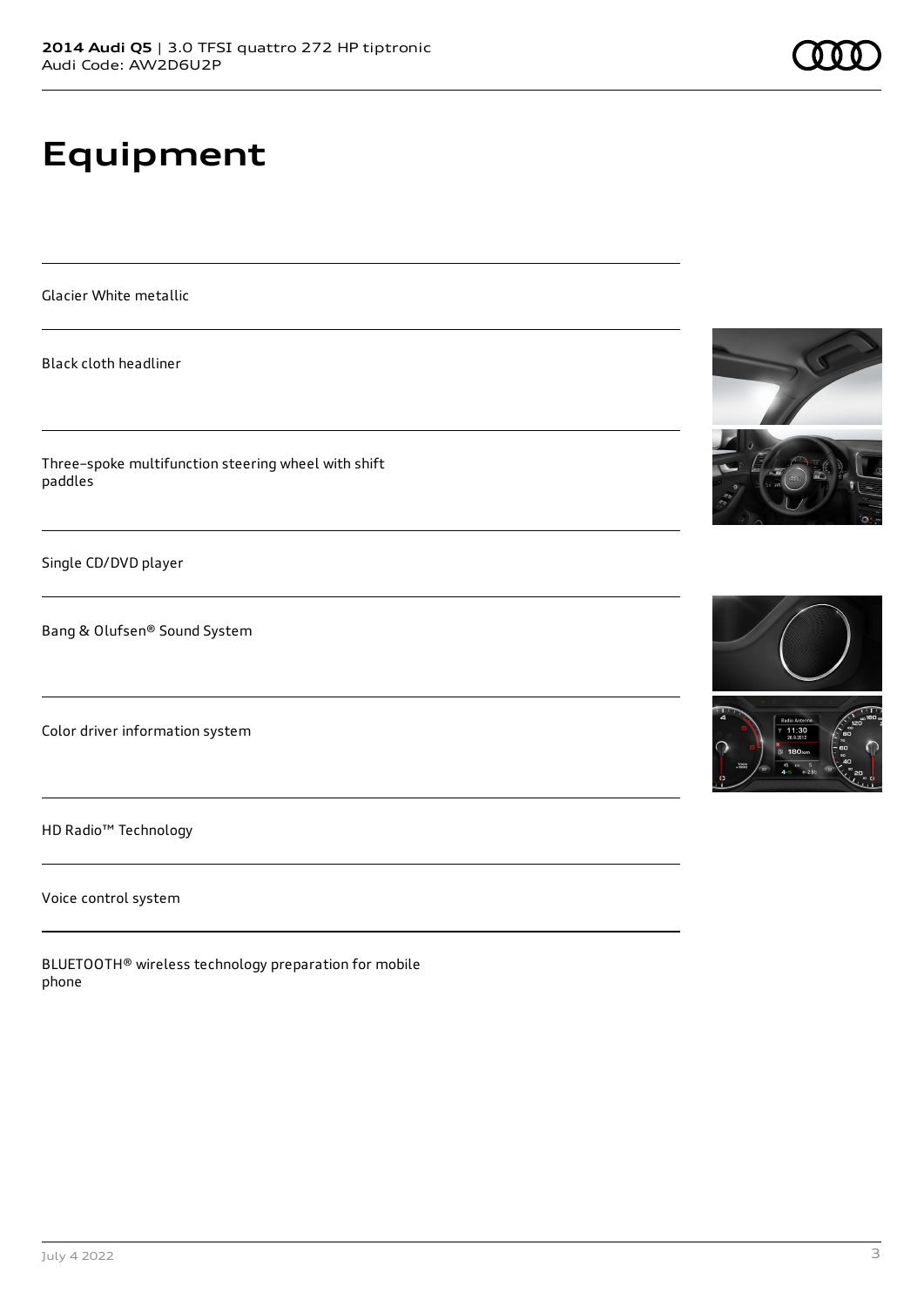# Equipment

Glacier White metallic

Black cloth headliner

Three-spoke multifunction steering wheel with shift paddles

Single CD/DVD player

Bang & Olufsen® Sound System

Color driver information system

HD Radio™ Technology

Voice control system

BLUETOOTH® wireless technology preparation for mobile phone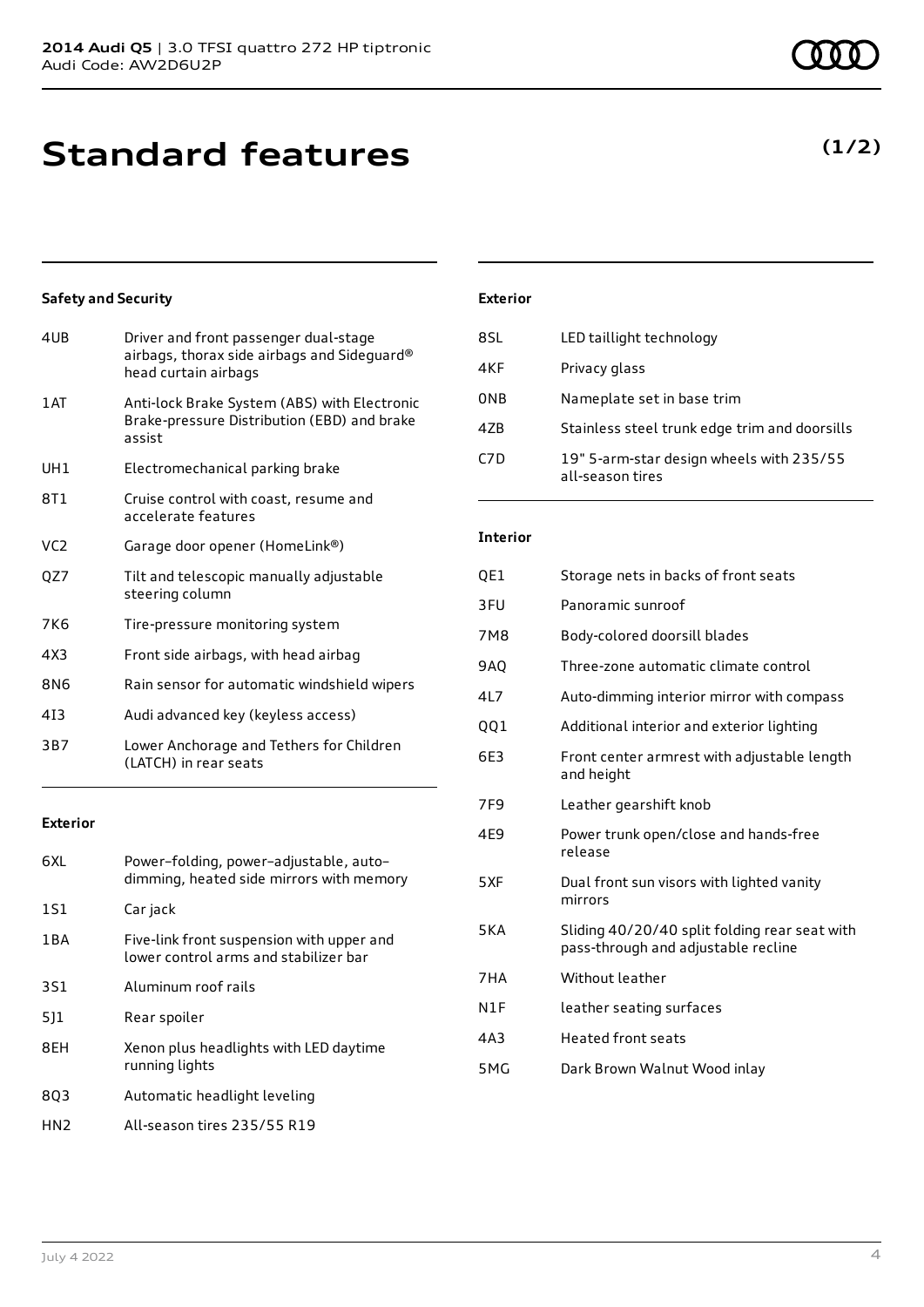# Standard features

**(1/2)**

### Safety and Security

| | |
|---|---|
| 4UB | Driver and front passenger dual-stage airbags, thorax side airbags and Sideguard® head curtain airbags |
| 1AT | Anti-lock Brake System (ABS) with Electronic Brake-pressure Distribution (EBD) and brake assist |
| UH1 | Electromechanical parking brake |
| 8T1 | Cruise control with coast, resume and accelerate features |
| VC2 | Garage door opener (HomeLink®) |
| QZ7 | Tilt and telescopic manually adjustable steering column |
| 7K6 | Tire-pressure monitoring system |
| 4X3 | Front side airbags, with head airbag |
| 8N6 | Rain sensor for automatic windshield wipers |
| 4I3 | Audi advanced key (keyless access) |
| 3B7 | Lower Anchorage and Tethers for Children (LATCH) in rear seats |

### Exterior

| | |
|---|---|
| 6XL | Power–folding, power–adjustable, auto–dimming, heated side mirrors with memory |
| 1S1 | Car jack |
| 1BA | Five-link front suspension with upper and lower control arms and stabilizer bar |
| 3S1 | Aluminum roof rails |
| 5J1 | Rear spoiler |
| 8EH | Xenon plus headlights with LED daytime running lights |
| 8Q3 | Automatic headlight leveling |
| HN2 | All-season tires 235/55 R19 |

### Exterior

| | |
|---|---|
| 8SL | LED taillight technology |
| 4KF | Privacy glass |
| 0NB | Nameplate set in base trim |
| 4ZB | Stainless steel trunk edge trim and doorsills |
| C7D | 19" 5-arm-star design wheels with 235/55 all-season tires |

### Interior

| | |
|---|---|
| QE1 | Storage nets in backs of front seats |
| 3FU | Panoramic sunroof |
| 7M8 | Body-colored doorsill blades |
| 9AQ | Three-zone automatic climate control |
| 4L7 | Auto-dimming interior mirror with compass |
| QQ1 | Additional interior and exterior lighting |
| 6E3 | Front center armrest with adjustable length and height |
| 7F9 | Leather gearshift knob |
| 4E9 | Power trunk open/close and hands-free release |
| 5XF | Dual front sun visors with lighted vanity mirrors |
| 5KA | Sliding 40/20/40 split folding rear seat with pass-through and adjustable recline |
| 7HA | Without leather |
| N1F | leather seating surfaces |
| 4A3 | Heated front seats |
| 5MG | Dark Brown Walnut Wood inlay |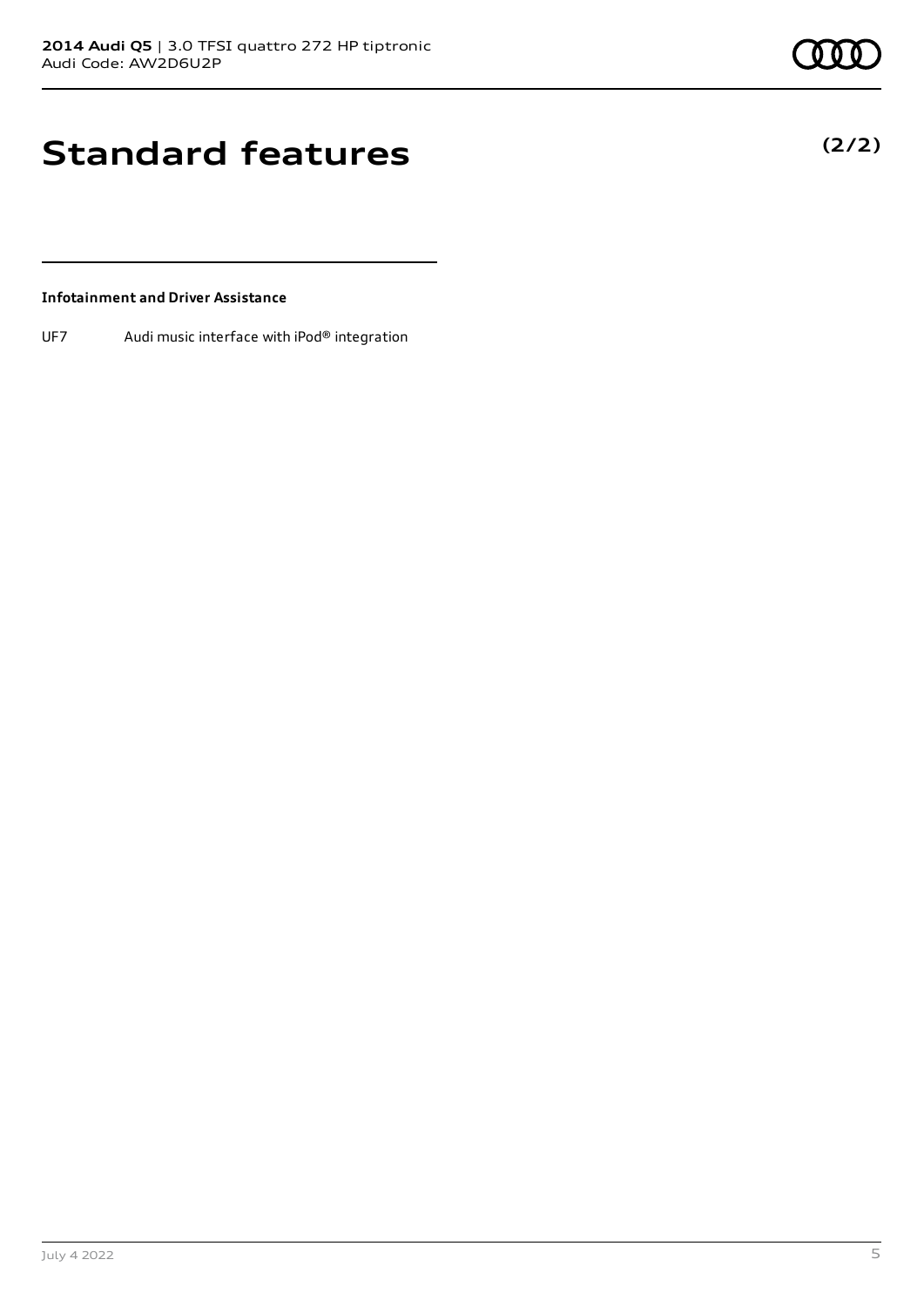# Standard features

**(2/2)**

**Infotainment and Driver Assistance**

| | |
|---|---|
| UF7 | Audi music interface with iPod® integration |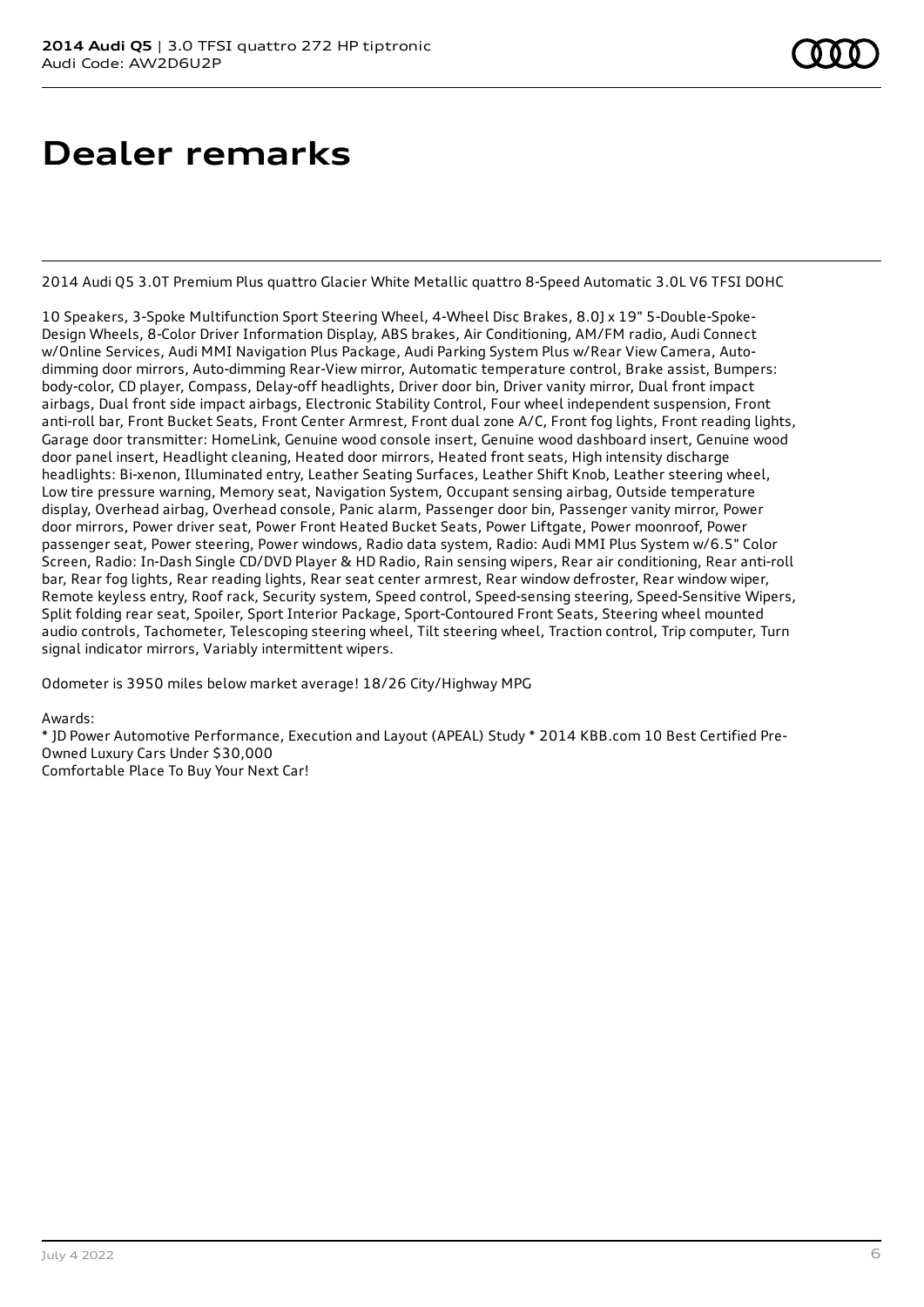# Dealer remarks

2014 Audi Q5 3.0T Premium Plus quattro Glacier White Metallic quattro 8-Speed Automatic 3.0L V6 TFSI DOHC

10 Speakers, 3-Spoke Multifunction Sport Steering Wheel, 4-Wheel Disc Brakes, 8.0J x 19" 5-Double-Spoke-Design Wheels, 8-Color Driver Information Display, ABS brakes, Air Conditioning, AM/FM radio, Audi Connect w/Online Services, Audi MMI Navigation Plus Package, Audi Parking System Plus w/Rear View Camera, Auto-dimming door mirrors, Auto-dimming Rear-View mirror, Automatic temperature control, Brake assist, Bumpers: body-color, CD player, Compass, Delay-off headlights, Driver door bin, Driver vanity mirror, Dual front impact airbags, Dual front side impact airbags, Electronic Stability Control, Four wheel independent suspension, Front anti-roll bar, Front Bucket Seats, Front Center Armrest, Front dual zone A/C, Front fog lights, Front reading lights, Garage door transmitter: HomeLink, Genuine wood console insert, Genuine wood dashboard insert, Genuine wood door panel insert, Headlight cleaning, Heated door mirrors, Heated front seats, High intensity discharge headlights: Bi-xenon, Illuminated entry, Leather Seating Surfaces, Leather Shift Knob, Leather steering wheel, Low tire pressure warning, Memory seat, Navigation System, Occupant sensing airbag, Outside temperature display, Overhead airbag, Overhead console, Panic alarm, Passenger door bin, Passenger vanity mirror, Power door mirrors, Power driver seat, Power Front Heated Bucket Seats, Power Liftgate, Power moonroof, Power passenger seat, Power steering, Power windows, Radio data system, Radio: Audi MMI Plus System w/6.5" Color Screen, Radio: In-Dash Single CD/DVD Player & HD Radio, Rain sensing wipers, Rear air conditioning, Rear anti-roll bar, Rear fog lights, Rear reading lights, Rear seat center armrest, Rear window defroster, Rear window wiper, Remote keyless entry, Roof rack, Security system, Speed control, Speed-sensing steering, Speed-Sensitive Wipers, Split folding rear seat, Spoiler, Sport Interior Package, Sport-Contoured Front Seats, Steering wheel mounted audio controls, Tachometer, Telescoping steering wheel, Tilt steering wheel, Traction control, Trip computer, Turn signal indicator mirrors, Variably intermittent wipers.

Odometer is 3950 miles below market average! 18/26 City/Highway MPG

Awards:
* JD Power Automotive Performance, Execution and Layout (APEAL) Study * 2014 KBB.com 10 Best Certified Pre-Owned Luxury Cars Under $30,000
Comfortable Place To Buy Your Next Car!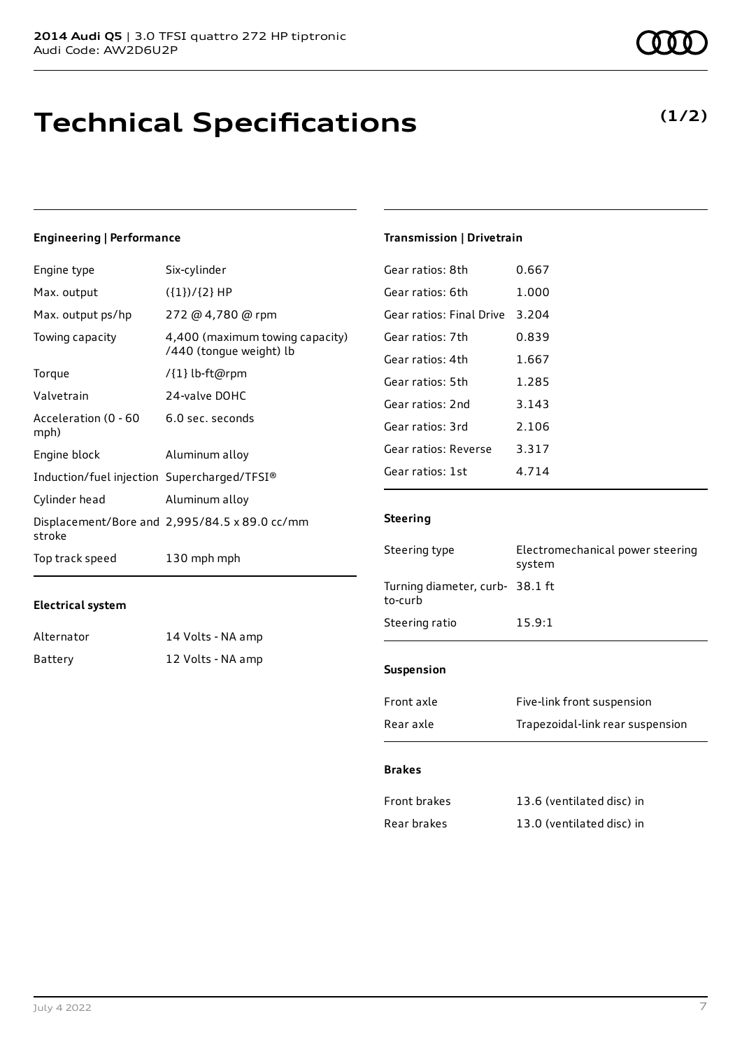# Technical Specifications

**(1/2)**

### Engineering | Performance

| | |
|---|---|
| Engine type | Six-cylinder |
| Max. output | ({1})/{2} HP |
| Max. output ps/hp | 272 @ 4,780 @ rpm |
| Towing capacity | 4,400 (maximum towing capacity) /440 (tongue weight) lb |
| Torque | /{1} lb-ft@rpm |
| Valvetrain | 24-valve DOHC |
| Acceleration (0 - 60 mph) | 6.0 sec. seconds |
| Engine block | Aluminum alloy |
| Induction/fuel injection | Supercharged/TFSI® |
| Cylinder head | Aluminum alloy |
| Displacement/Bore and stroke | 2,995/84.5 x 89.0 cc/mm |
| Top track speed | 130 mph mph |

### Electrical system

| | |
|---|---|
| Alternator | 14 Volts - NA amp |
| Battery | 12 Volts - NA amp |

### Transmission | Drivetrain

| | |
|---|---|
| Gear ratios: 8th | 0.667 |
| Gear ratios: 6th | 1.000 |
| Gear ratios: Final Drive | 3.204 |
| Gear ratios: 7th | 0.839 |
| Gear ratios: 4th | 1.667 |
| Gear ratios: 5th | 1.285 |
| Gear ratios: 2nd | 3.143 |
| Gear ratios: 3rd | 2.106 |
| Gear ratios: Reverse | 3.317 |
| Gear ratios: 1st | 4.714 |

### Steering

| | |
|---|---|
| Steering type | Electromechanical power steering system |
| Turning diameter, curb-to-curb | 38.1 ft |
| Steering ratio | 15.9:1 |

### Suspension

| | |
|---|---|
| Front axle | Five-link front suspension |
| Rear axle | Trapezoidal-link rear suspension |

### Brakes

| | |
|---|---|
| Front brakes | 13.6 (ventilated disc) in |
| Rear brakes | 13.0 (ventilated disc) in |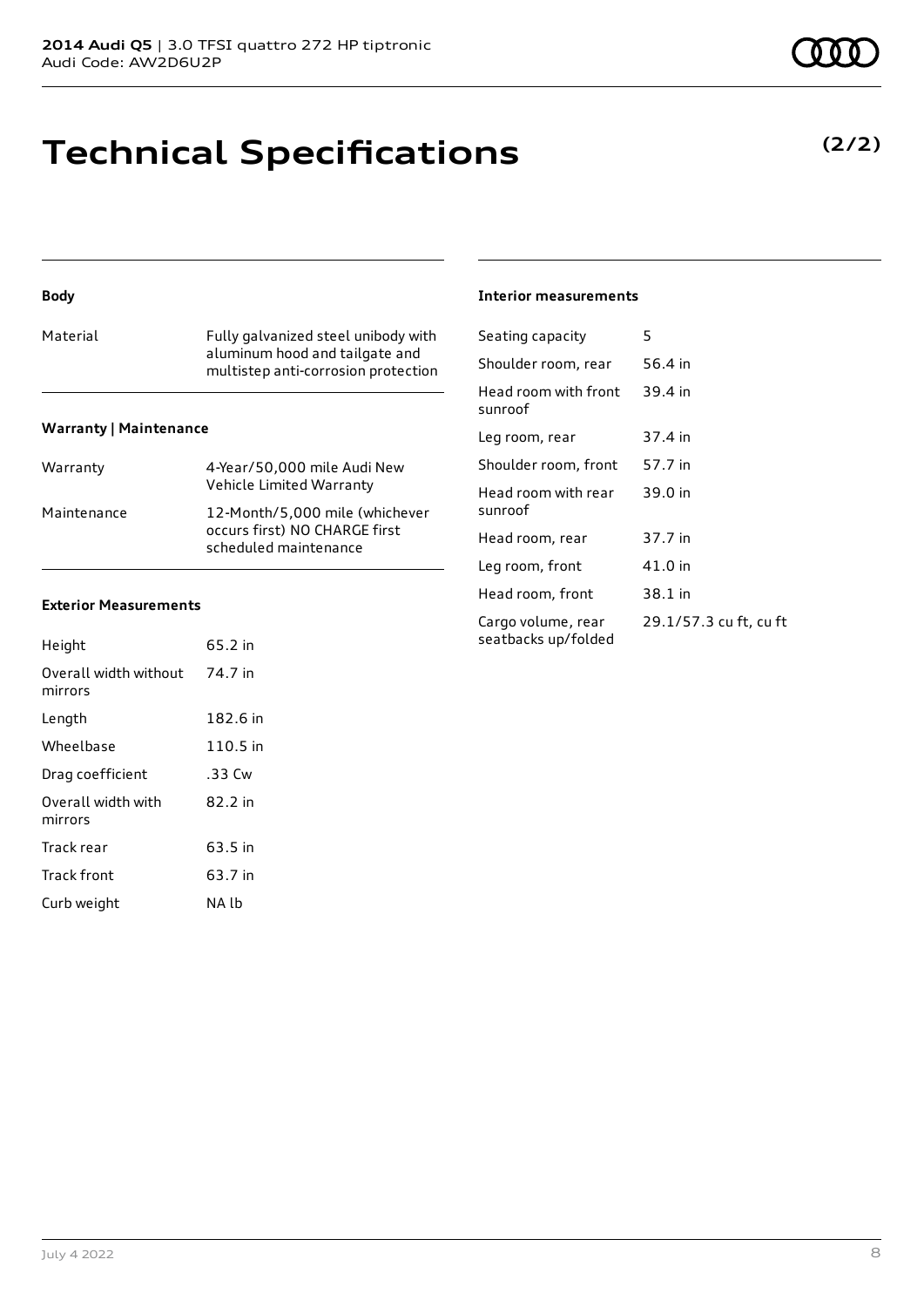# Technical Specifications

**(2/2)**

### Body

| | |
|---|---|
| Material | Fully galvanized steel unibody with aluminum hood and tailgate and multistep anti-corrosion protection |

### Warranty | Maintenance

| | |
|---|---|
| Warranty | 4-Year/50,000 mile Audi New Vehicle Limited Warranty |
| Maintenance | 12-Month/5,000 mile (whichever occurs first) NO CHARGE first scheduled maintenance |

### Exterior Measurements

| | |
|---|---|
| Height | 65.2 in |
| Overall width without mirrors | 74.7 in |
| Length | 182.6 in |
| Wheelbase | 110.5 in |
| Drag coefficient | .33 Cw |
| Overall width with mirrors | 82.2 in |
| Track rear | 63.5 in |
| Track front | 63.7 in |
| Curb weight | NA lb |

### Interior measurements

| | |
|---|---|
| Seating capacity | 5 |
| Shoulder room, rear | 56.4 in |
| Head room with front sunroof | 39.4 in |
| Leg room, rear | 37.4 in |
| Shoulder room, front | 57.7 in |
| Head room with rear sunroof | 39.0 in |
| Head room, rear | 37.7 in |
| Leg room, front | 41.0 in |
| Head room, front | 38.1 in |
| Cargo volume, rear seatbacks up/folded | 29.1/57.3 cu ft, cu ft |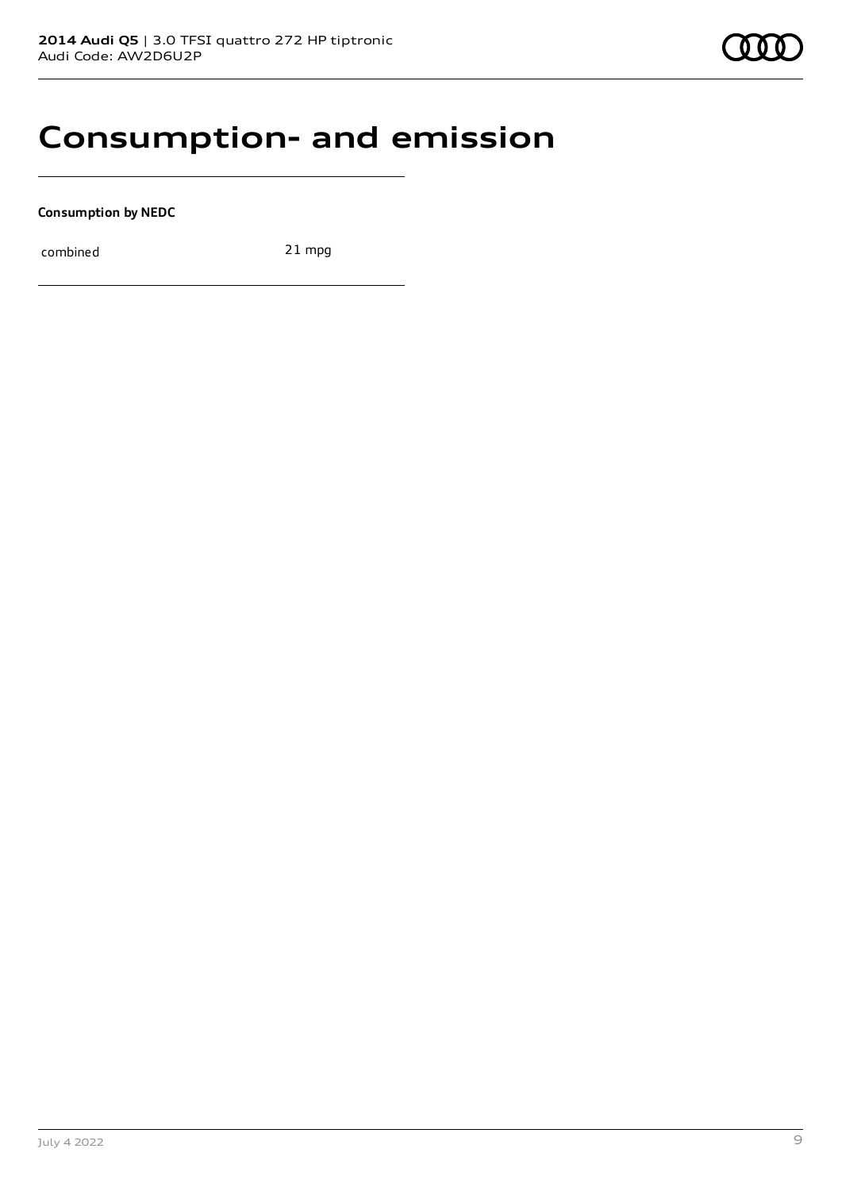# Consumption- and emission

**Consumption by NEDC**

| combined | 21 mpg |
|---|---|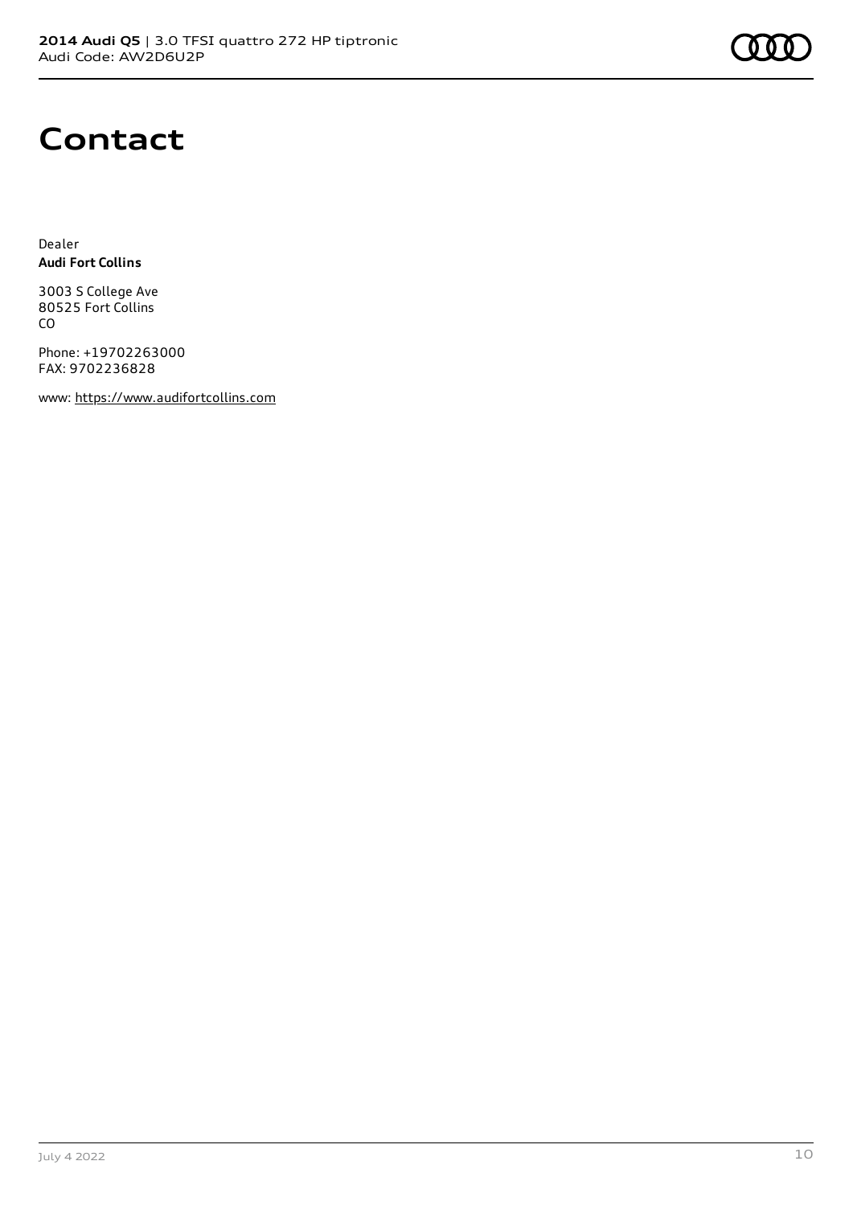# Contact

Dealer
**Audi Fort Collins**

3003 S College Ave
80525 Fort Collins
CO

Phone: +19702263000
FAX: 9702236828

www: https://www.audifortcollins.com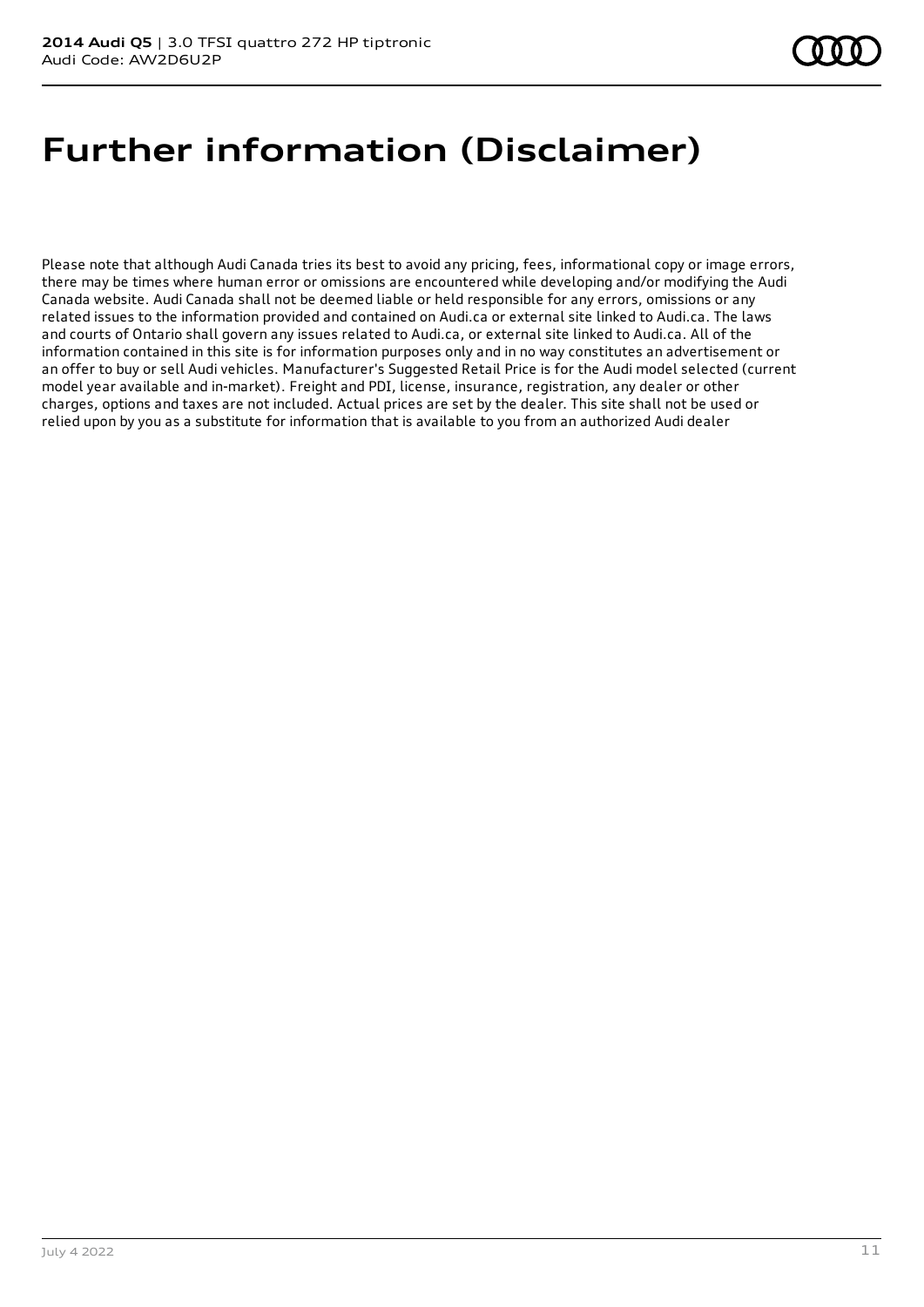# Further information (Disclaimer)

Please note that although Audi Canada tries its best to avoid any pricing, fees, informational copy or image errors, there may be times where human error or omissions are encountered while developing and/or modifying the Audi Canada website. Audi Canada shall not be deemed liable or held responsible for any errors, omissions or any related issues to the information provided and contained on Audi.ca or external site linked to Audi.ca. The laws and courts of Ontario shall govern any issues related to Audi.ca, or external site linked to Audi.ca. All of the information contained in this site is for information purposes only and in no way constitutes an advertisement or an offer to buy or sell Audi vehicles. Manufacturer's Suggested Retail Price is for the Audi model selected (current model year available and in-market). Freight and PDI, license, insurance, registration, any dealer or other charges, options and taxes are not included. Actual prices are set by the dealer. This site shall not be used or relied upon by you as a substitute for information that is available to you from an authorized Audi dealer